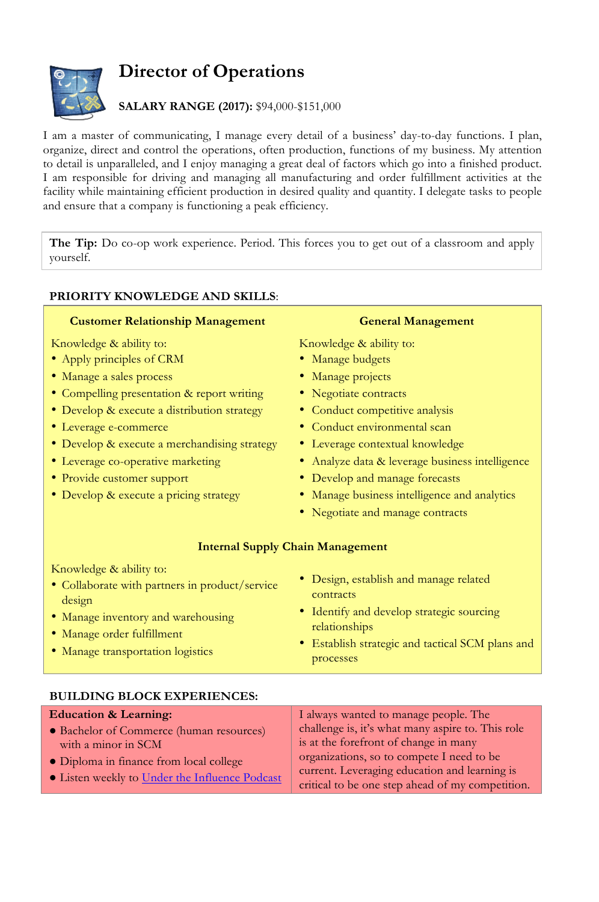# Director of Operations

**SALARY RANGE (2017):** $94,000-$151,000

I am a master of communicating, I manage every detail of a business' day-to-day functions. I plan, organize, direct and control the operations, often production, functions of my business. My attention to detail is unparalleled, and I enjoy managing a great deal of factors which go into a finished product. I am responsible for driving and managing all manufacturing and order fulfillment activities at the facility while maintaining efficient production in desired quality and quantity. I delegate tasks to people and ensure that a company is functioning a peak efficiency.

**The Tip:** Do co-op work experience. Period. This forces you to get out of a classroom and apply yourself.

## PRIORITY KNOWLEDGE AND SKILLS:

### Customer Relationship Management

Knowledge & ability to:

- Apply principles of CRM
- Manage a sales process
- Compelling presentation & report writing
- Develop & execute a distribution strategy
- Leverage e-commerce
- Develop & execute a merchandising strategy
- Leverage co-operative marketing
- Provide customer support
- Develop & execute a pricing strategy

### General Management

Knowledge & ability to:

- Manage budgets
- Manage projects
- Negotiate contracts
- Conduct competitive analysis
- Conduct environmental scan
- Leverage contextual knowledge
- Analyze data & leverage business intelligence
- Develop and manage forecasts
- Manage business intelligence and analytics
- Negotiate and manage contracts

### Internal Supply Chain Management

Knowledge & ability to:

- Collaborate with partners in product/service design
- Manage inventory and warehousing
- Manage order fulfillment
- Manage transportation logistics
- Design, establish and manage related contracts
- Identify and develop strategic sourcing relationships
- Establish strategic and tactical SCM plans and processes

## BUILDING BLOCK EXPERIENCES:

**Education & Learning:**

- Bachelor of Commerce (human resources) with a minor in SCM
- Diploma in finance from local college
- Listen weekly to [Under the Influence Podcast]

I always wanted to manage people. The challenge is, it's what many aspire to. This role is at the forefront of change in many organizations, so to compete I need to be current. Leveraging education and learning is critical to be one step ahead of my competition.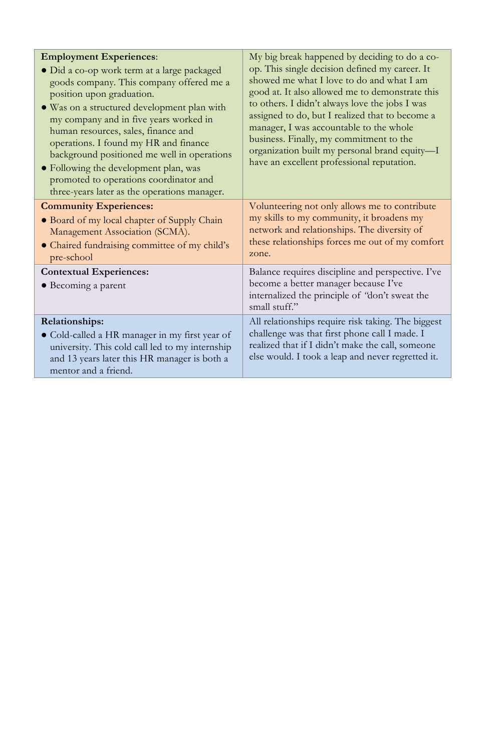| | |
|---|---|
| **Employment Experiences**:<br>● Did a co-op work term at a large packaged goods company. This company offered me a position upon graduation.<br>● Was on a structured development plan with my company and in five years worked in human resources, sales, finance and operations. I found my HR and finance background positioned me well in operations<br>● Following the development plan, was promoted to operations coordinator and three-years later as the operations manager. | My big break happened by deciding to do a co-op. This single decision defined my career. It showed me what I love to do and what I am good at. It also allowed me to demonstrate this to others. I didn't always love the jobs I was assigned to do, but I realized that to become a manager, I was accountable to the whole business. Finally, my commitment to the organization built my personal brand equity—I have an excellent professional reputation. |
| **Community Experiences:**<br>● Board of my local chapter of Supply Chain Management Association (SCMA).<br>● Chaired fundraising committee of my child's pre-school | Volunteering not only allows me to contribute my skills to my community, it broadens my network and relationships. The diversity of these relationships forces me out of my comfort zone. |
| **Contextual Experiences:**<br>● Becoming a parent | Balance requires discipline and perspective. I've become a better manager because I've internalized the principle of "don't sweat the small stuff." |
| **Relationships:**<br>● Cold-called a HR manager in my first year of university. This cold call led to my internship and 13 years later this HR manager is both a mentor and a friend. | All relationships require risk taking. The biggest challenge was that first phone call I made. I realized that if I didn't make the call, someone else would. I took a leap and never regretted it. |